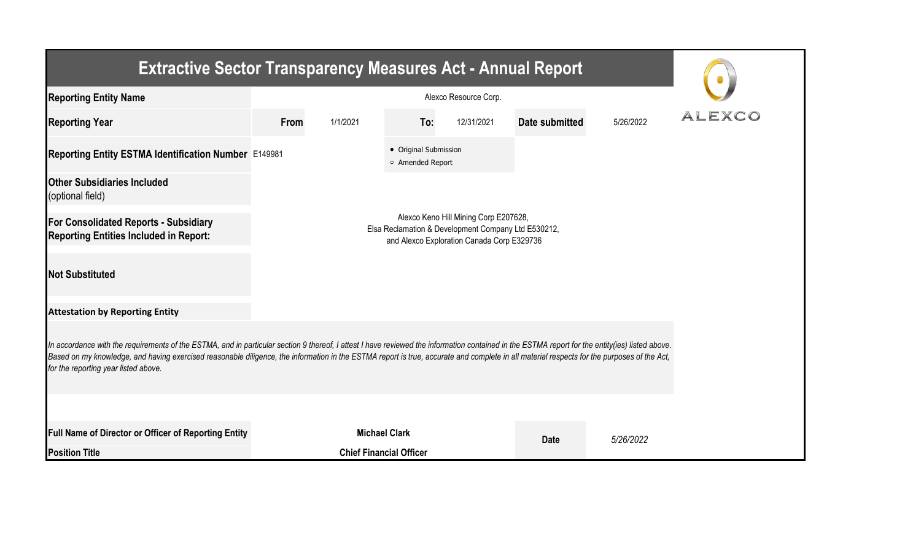# Extractive Sector Transparency Measures Act - Annual Report

| | | | | | | |
|---|---|---|---|---|---|---|
| **Reporting Entity Name** | Alexco Resource Corp. | | | | | |
| **Reporting Year** | **From** | 1/1/2021 | **To:** | 12/31/2021 | **Date submitted** | 5/26/2022 |
| **Reporting Entity ESTMA Identification Number** | E149981 | | ● Original Submission<br>○ Amended Report | | | |
| **Other Subsidiaries Included** (optional field) | | | | | | |
| **For Consolidated Reports - Subsidiary Reporting Entities Included in Report:** | Alexco Keno Hill Mining Corp E207628,<br>Elsa Reclamation & Development Company Ltd E530212,<br>and Alexco Exploration Canada Corp E329736 | | | | | |
| **Not Substituted** | | | | | | |

ALEXCO

**Attestation by Reporting Entity**

*In accordance with the requirements of the ESTMA, and in particular section 9 thereof, I attest I have reviewed the information contained in the ESTMA report for the entity(ies) listed above. Based on my knowledge, and having exercised reasonable diligence, the information in the ESTMA report is true, accurate and complete in all material respects for the purposes of the Act, for the reporting year listed above.*

| | | | |
|---|---|---|---|
| **Full Name of Director or Officer of Reporting Entity** | **Michael Clark** | **Date** | *5/26/2022* |
| **Position Title** | **Chief Financial Officer** | | |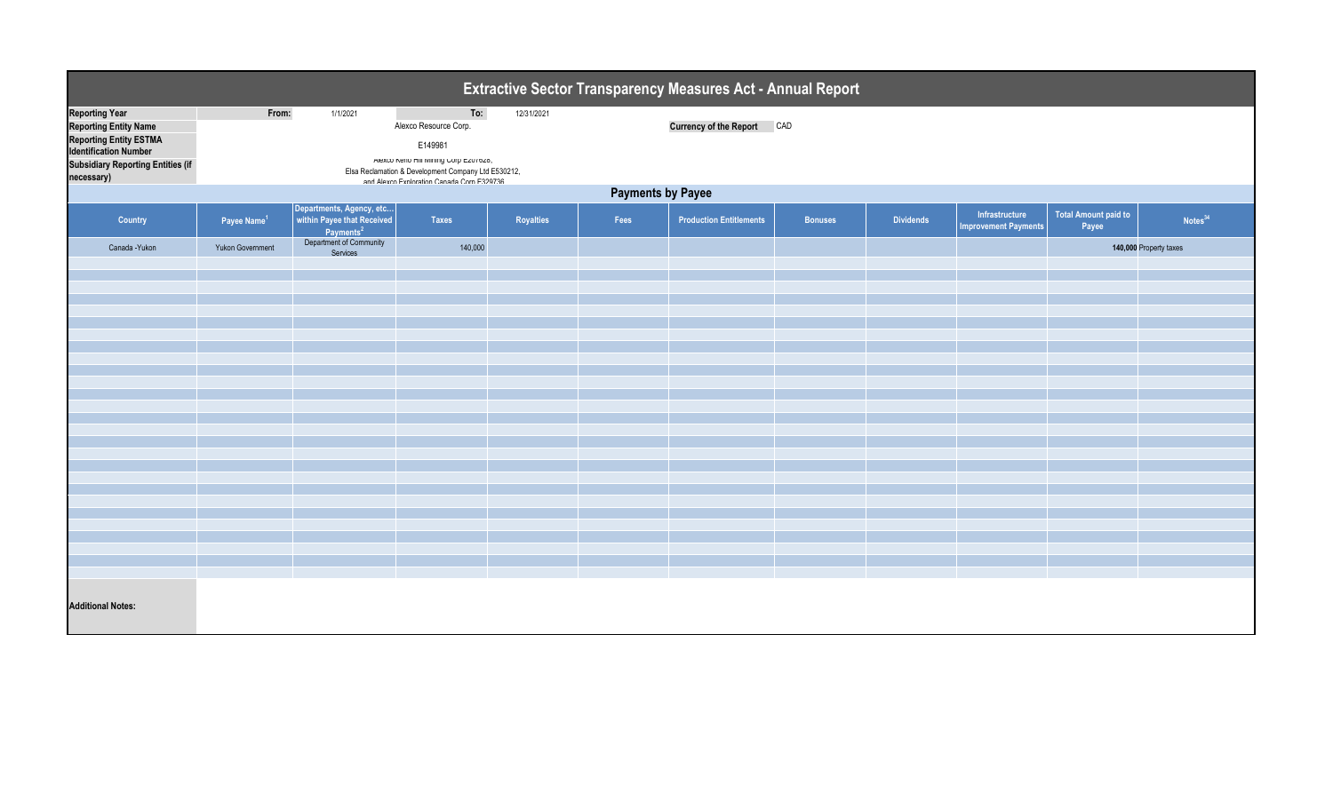# Extractive Sector Transparency Measures Act - Annual Report

| | | | |
|---|---|---|---|
| **Reporting Year** | From: 1/1/2021 | To: 12/31/2021 | |
| **Reporting Entity Name** | Alexco Resource Corp. | **Currency of the Report** | CAD |
| **Reporting Entity ESTMA Identification Number** | E149981 | | |
| **Subsidiary Reporting Entities (if necessary)** | Alexco Keno Hill Mining Corp E207828, Elsa Reclamation & Development Company Ltd E530212, and Alexco Exploration Canada Corp E329736 | | |

## Payments by Payee

| Country | Payee Name[1] | Departments, Agency, etc... within Payee that Received Payments[2] | Taxes | Royalties | Fees | Production Entitlements | Bonuses | Dividends | Infrastructure Improvement Payments | Total Amount paid to Payee | Notes[34] |
|---|---|---|---|---|---|---|---|---|---|---|---|
| Canada -Yukon | Yukon Government | Department of Community Services | 140,000 | | | | | | | **140,000** | Property taxes |

**Additional Notes:**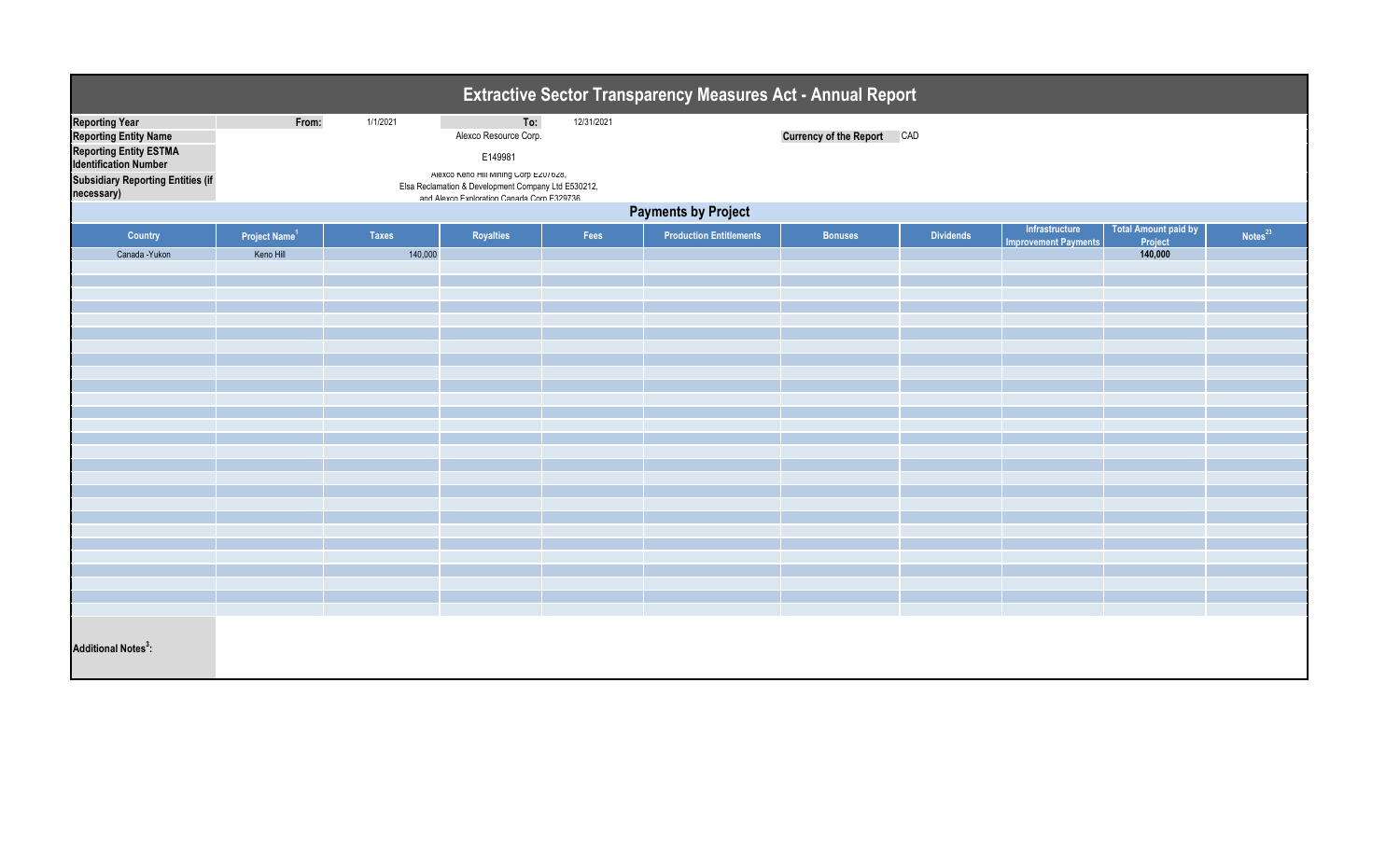# Extractive Sector Transparency Measures Act - Annual Report

| | | | |
|---|---|---|---|
| **Reporting Year** | **From:** 1/1/2021 | **To:** 12/31/2021 | |
| **Reporting Entity Name** | Alexco Resource Corp. | **Currency of the Report** | CAD |
| **Reporting Entity ESTMA Identification Number** | E149981 | | |
| **Subsidiary Reporting Entities (if necessary)** | Alexco Keno Hill Mining Corp E207628, Elsa Reclamation & Development Company Ltd E530212, and Alexco Exploration Canada Corp E329736 | | |

## Payments by Project

| Country | Project Name[1] | Taxes | Royalties | Fees | Production Entitlements | Bonuses | Dividends | Infrastructure Improvement Payments | Total Amount paid by Project | Notes[23] |
|---|---|---|---|---|---|---|---|---|---|---|
| Canada -Yukon | Keno Hill | 140,000 | | | | | | | **140,000** | |

**Additional Notes[3]:**